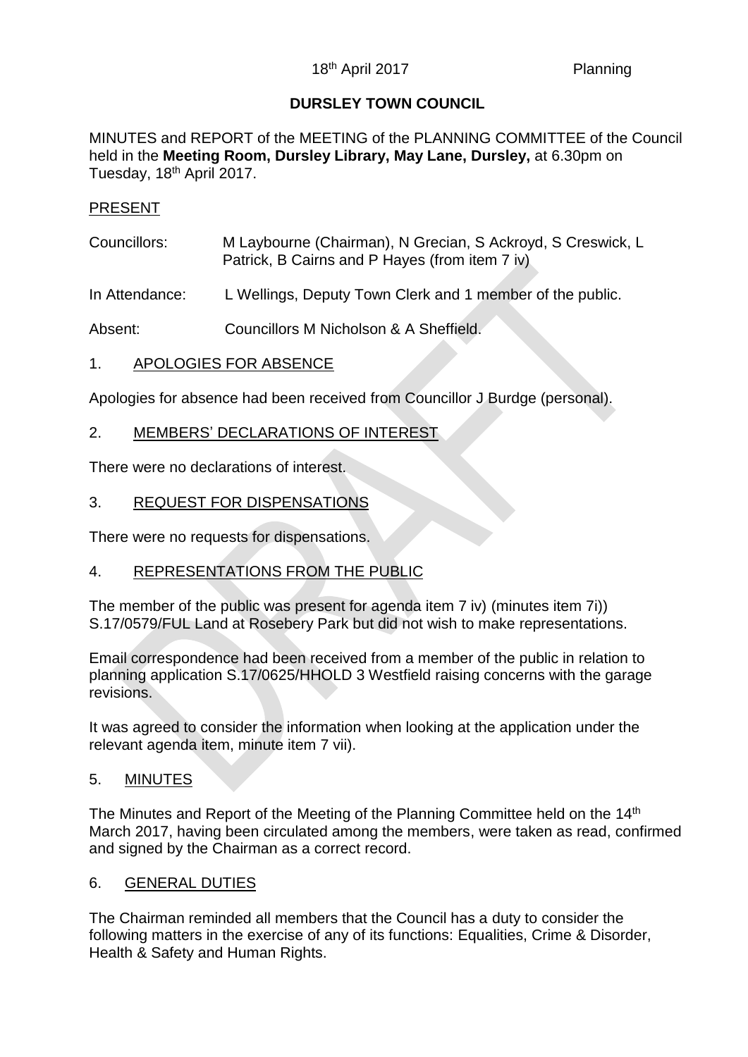18th April 2017 Planning

**DURSLEY TOWN COUNCIL**

MINUTES and REPORT of the MEETING of the PLANNING COMMITTEE of the Council held in the **Meeting Room, Dursley Library, May Lane, Dursley,** at 6.30pm on Tuesday, 18th April 2017.

PRESENT

Councillors: M Laybourne (Chairman), N Grecian, S Ackroyd, S Creswick, L Patrick, B Cairns and P Hayes (from item 7 iv)

In Attendance: L Wellings, Deputy Town Clerk and 1 member of the public.

Absent: Councillors M Nicholson & A Sheffield.

1. APOLOGIES FOR ABSENCE

Apologies for absence had been received from Councillor J Burdge (personal).

2. MEMBERS' DECLARATIONS OF INTEREST

There were no declarations of interest.

3. REQUEST FOR DISPENSATIONS

There were no requests for dispensations.

4. REPRESENTATIONS FROM THE PUBLIC

The member of the public was present for agenda item 7 iv) (minutes item 7i)) S.17/0579/FUL Land at Rosebery Park but did not wish to make representations.

Email correspondence had been received from a member of the public in relation to planning application S.17/0625/HHOLD 3 Westfield raising concerns with the garage revisions.

It was agreed to consider the information when looking at the application under the relevant agenda item, minute item 7 vii).

5. MINUTES

The Minutes and Report of the Meeting of the Planning Committee held on the 14th March 2017, having been circulated among the members, were taken as read, confirmed and signed by the Chairman as a correct record.

6. GENERAL DUTIES

The Chairman reminded all members that the Council has a duty to consider the following matters in the exercise of any of its functions: Equalities, Crime & Disorder, Health & Safety and Human Rights.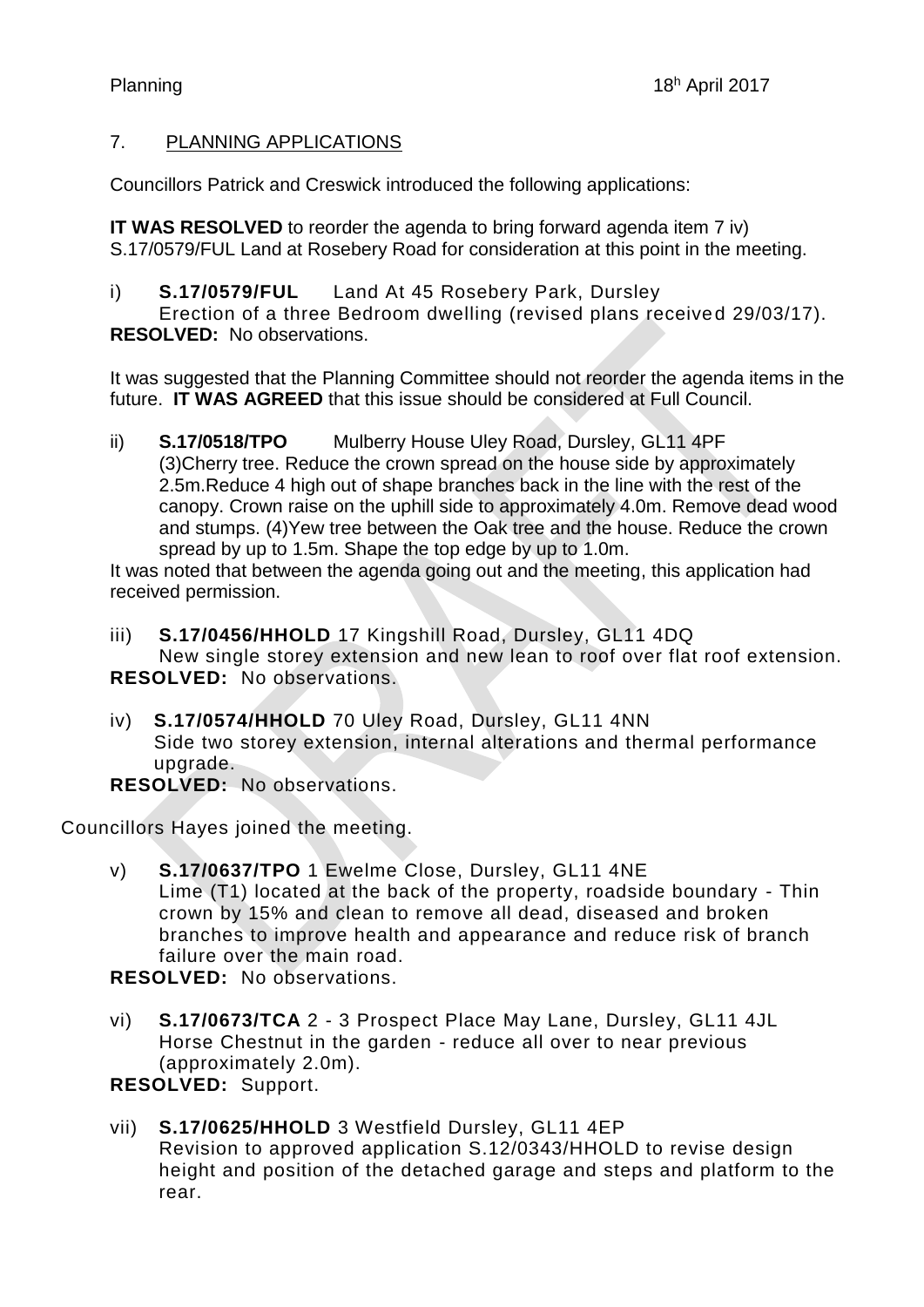## 7. PLANNING APPLICATIONS

Councillors Patrick and Creswick introduced the following applications:

**IT WAS RESOLVED** to reorder the agenda to bring forward agenda item 7 iv) S.17/0579/FUL Land at Rosebery Road for consideration at this point in the meeting.

i) **S.17/0579/FUL** Land At 45 Rosebery Park, Dursley
Erection of a three Bedroom dwelling (revised plans received 29/03/17).
**RESOLVED:** No observations.

It was suggested that the Planning Committee should not reorder the agenda items in the future. **IT WAS AGREED** that this issue should be considered at Full Council.

ii) **S.17/0518/TPO** Mulberry House Uley Road, Dursley, GL11 4PF
(3)Cherry tree. Reduce the crown spread on the house side by approximately 2.5m.Reduce 4 high out of shape branches back in the line with the rest of the canopy. Crown raise on the uphill side to approximately 4.0m. Remove dead wood and stumps. (4)Yew tree between the Oak tree and the house. Reduce the crown spread by up to 1.5m. Shape the top edge by up to 1.0m.
It was noted that between the agenda going out and the meeting, this application had received permission.

iii) **S.17/0456/HHOLD** 17 Kingshill Road, Dursley, GL11 4DQ
New single storey extension and new lean to roof over flat roof extension.
**RESOLVED:** No observations.

iv) **S.17/0574/HHOLD** 70 Uley Road, Dursley, GL11 4NN
Side two storey extension, internal alterations and thermal performance upgrade.
**RESOLVED:** No observations.

Councillors Hayes joined the meeting.

v) **S.17/0637/TPO** 1 Ewelme Close, Dursley, GL11 4NE
Lime (T1) located at the back of the property, roadside boundary - Thin crown by 15% and clean to remove all dead, diseased and broken branches to improve health and appearance and reduce risk of branch failure over the main road.
**RESOLVED:** No observations.

vi) **S.17/0673/TCA** 2 - 3 Prospect Place May Lane, Dursley, GL11 4JL
Horse Chestnut in the garden - reduce all over to near previous (approximately 2.0m).
**RESOLVED:** Support.

vii) **S.17/0625/HHOLD** 3 Westfield Dursley, GL11 4EP
Revision to approved application S.12/0343/HHOLD to revise design height and position of the detached garage and steps and platform to the rear.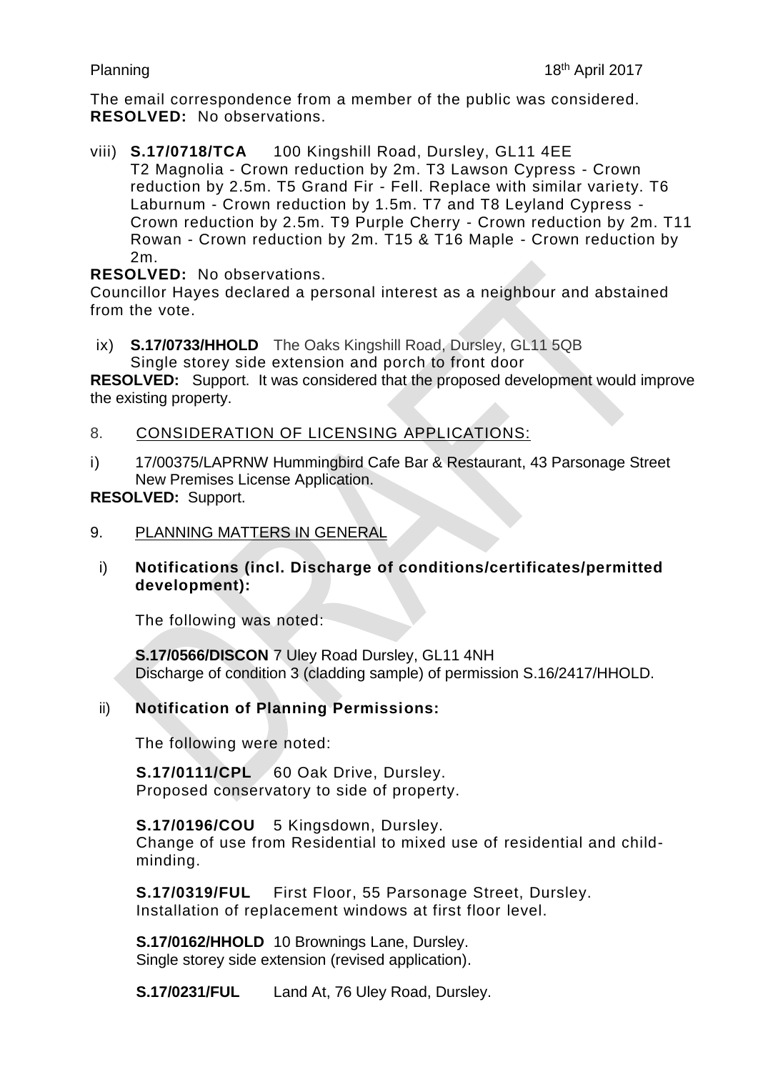The email correspondence from a member of the public was considered.
**RESOLVED:** No observations.

viii) **S.17/0718/TCA** 100 Kingshill Road, Dursley, GL11 4EE
T2 Magnolia - Crown reduction by 2m. T3 Lawson Cypress - Crown reduction by 2.5m. T5 Grand Fir - Fell. Replace with similar variety. T6 Laburnum - Crown reduction by 1.5m. T7 and T8 Leyland Cypress - Crown reduction by 2.5m. T9 Purple Cherry - Crown reduction by 2m. T11 Rowan - Crown reduction by 2m. T15 & T16 Maple - Crown reduction by 2m.

**RESOLVED:** No observations.
Councillor Hayes declared a personal interest as a neighbour and abstained from the vote.

ix) **S.17/0733/HHOLD** The Oaks Kingshill Road, Dursley, GL11 5QB
Single storey side extension and porch to front door

**RESOLVED:** Support. It was considered that the proposed development would improve the existing property.

8. CONSIDERATION OF LICENSING APPLICATIONS:

i) 17/00375/LAPRNW Hummingbird Cafe Bar & Restaurant, 43 Parsonage Street
New Premises License Application.

**RESOLVED:** Support.

9. PLANNING MATTERS IN GENERAL

i) **Notifications (incl. Discharge of conditions/certificates/permitted development):**

The following was noted:

**S.17/0566/DISCON** 7 Uley Road Dursley, GL11 4NH
Discharge of condition 3 (cladding sample) of permission S.16/2417/HHOLD.

ii) **Notification of Planning Permissions:**

The following were noted:

**S.17/0111/CPL** 60 Oak Drive, Dursley.
Proposed conservatory to side of property.

**S.17/0196/COU** 5 Kingsdown, Dursley.
Change of use from Residential to mixed use of residential and child-minding.

**S.17/0319/FUL** First Floor, 55 Parsonage Street, Dursley.
Installation of replacement windows at first floor level.

**S.17/0162/HHOLD** 10 Brownings Lane, Dursley.
Single storey side extension (revised application).

**S.17/0231/FUL** Land At, 76 Uley Road, Dursley.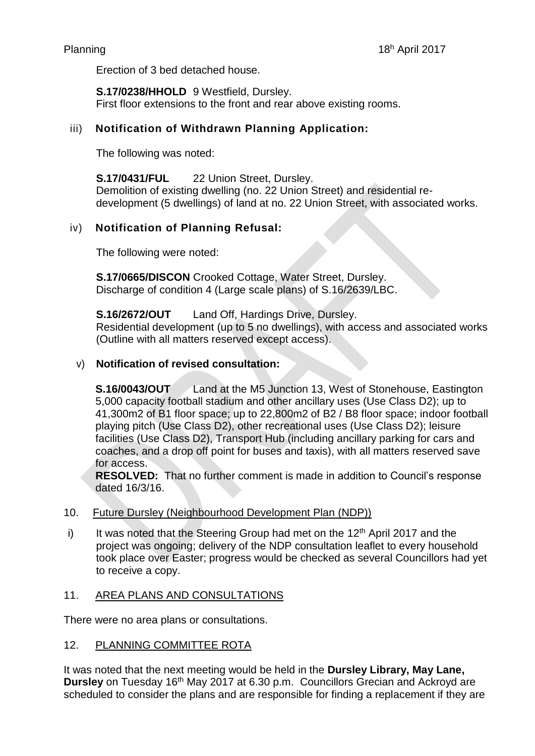Erection of 3 bed detached house.

**S.17/0238/HHOLD** 9 Westfield, Dursley.
First floor extensions to the front and rear above existing rooms.

iii) **Notification of Withdrawn Planning Application:**

The following was noted:

**S.17/0431/FUL** 22 Union Street, Dursley.
Demolition of existing dwelling (no. 22 Union Street) and residential re-development (5 dwellings) of land at no. 22 Union Street, with associated works.

iv) **Notification of Planning Refusal:**

The following were noted:

**S.17/0665/DISCON** Crooked Cottage, Water Street, Dursley.
Discharge of condition 4 (Large scale plans) of S.16/2639/LBC.

**S.16/2672/OUT** Land Off, Hardings Drive, Dursley.
Residential development (up to 5 no dwellings), with access and associated works (Outline with all matters reserved except access).

v) **Notification of revised consultation:**

**S.16/0043/OUT** Land at the M5 Junction 13, West of Stonehouse, Eastington
5,000 capacity football stadium and other ancillary uses (Use Class D2); up to 41,300m2 of B1 floor space; up to 22,800m2 of B2 / B8 floor space; indoor football playing pitch (Use Class D2), other recreational uses (Use Class D2); leisure facilities (Use Class D2), Transport Hub (including ancillary parking for cars and coaches, and a drop off point for buses and taxis), with all matters reserved save for access.
**RESOLVED:** That no further comment is made in addition to Council's response dated 16/3/16.

10. Future Dursley (Neighbourhood Development Plan (NDP))

i) It was noted that the Steering Group had met on the 12th April 2017 and the project was ongoing; delivery of the NDP consultation leaflet to every household took place over Easter; progress would be checked as several Councillors had yet to receive a copy.

11. AREA PLANS AND CONSULTATIONS

There were no area plans or consultations.

12. PLANNING COMMITTEE ROTA

It was noted that the next meeting would be held in the **Dursley Library, May Lane, Dursley** on Tuesday 16th May 2017 at 6.30 p.m. Councillors Grecian and Ackroyd are scheduled to consider the plans and are responsible for finding a replacement if they are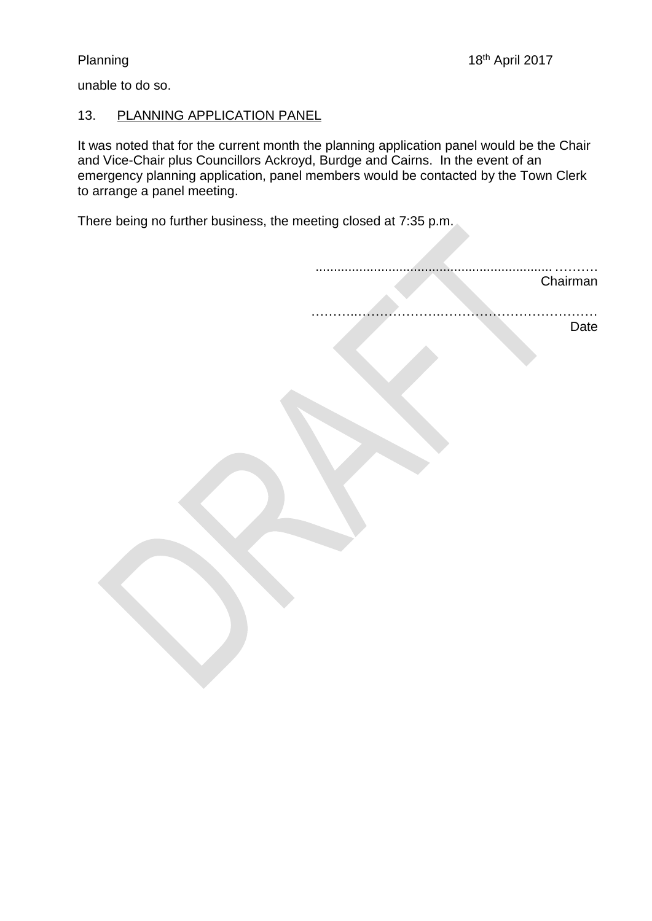unable to do so.

## 13. PLANNING APPLICATION PANEL

It was noted that for the current month the planning application panel would be the Chair and Vice-Chair plus Councillors Ackroyd, Burdge and Cairns. In the event of an emergency planning application, panel members would be contacted by the Town Clerk to arrange a panel meeting.

There being no further business, the meeting closed at 7:35 p.m.

..........................................................................

Chairman

..........................................................................

Date